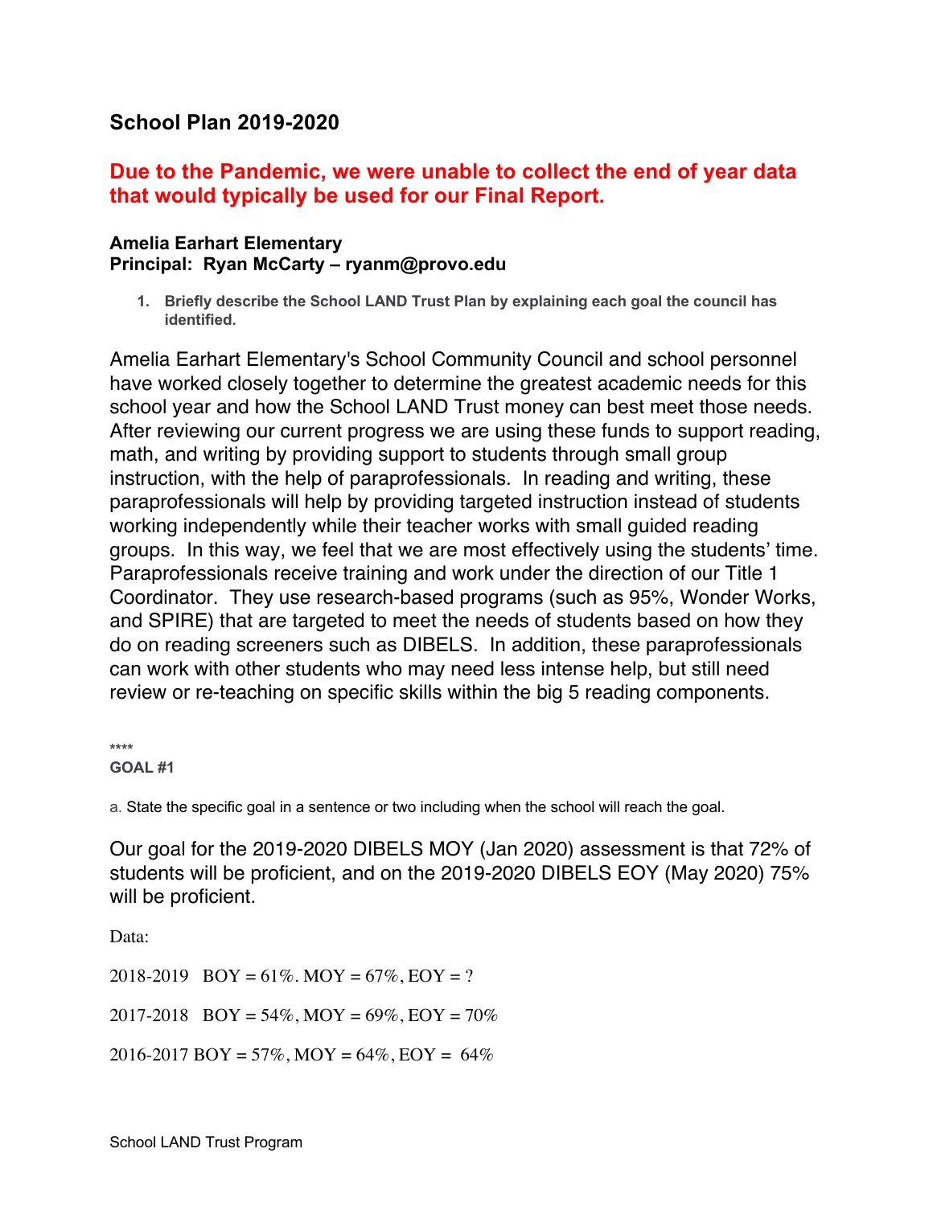## School Plan 2019-2020

### Due to the Pandemic, we were unable to collect the end of year data that would typically be used for our Final Report.

**Amelia Earhart Elementary**
**Principal: Ryan McCarty – ryanm@provo.edu**

1. **Briefly describe the School LAND Trust Plan by explaining each goal the council has identified.**

Amelia Earhart Elementary's School Community Council and school personnel have worked closely together to determine the greatest academic needs for this school year and how the School LAND Trust money can best meet those needs. After reviewing our current progress we are using these funds to support reading, math, and writing by providing support to students through small group instruction, with the help of paraprofessionals. In reading and writing, these paraprofessionals will help by providing targeted instruction instead of students working independently while their teacher works with small guided reading groups. In this way, we feel that we are most effectively using the students' time. Paraprofessionals receive training and work under the direction of our Title 1 Coordinator. They use research-based programs (such as 95%, Wonder Works, and SPIRE) that are targeted to meet the needs of students based on how they do on reading screeners such as DIBELS. In addition, these paraprofessionals can work with other students who may need less intense help, but still need review or re-teaching on specific skills within the big 5 reading components.

****

**GOAL #1**

a. State the specific goal in a sentence or two including when the school will reach the goal.

Our goal for the 2019-2020 DIBELS MOY (Jan 2020) assessment is that 72% of students will be proficient, and on the 2019-2020 DIBELS EOY (May 2020) 75% will be proficient.

Data:

2018-2019 BOY = 61%. MOY = 67%, EOY = ?

2017-2018 BOY = 54%, MOY = 69%, EOY = 70%

2016-2017 BOY = 57%, MOY = 64%, EOY = 64%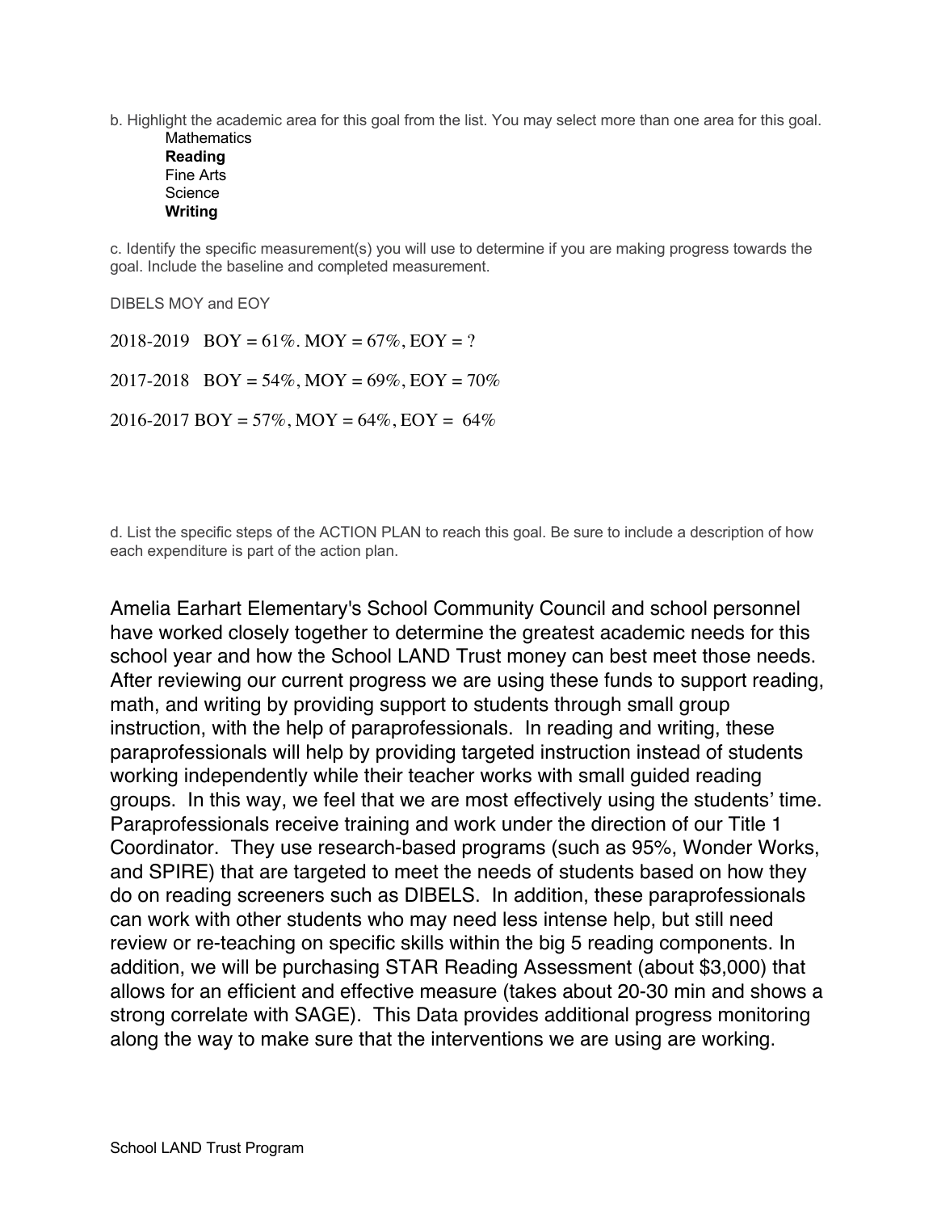b. Highlight the academic area for this goal from the list. You may select more than one area for this goal.

Mathematics
**Reading**
Fine Arts
Science
**Writing**

c. Identify the specific measurement(s) you will use to determine if you are making progress towards the goal. Include the baseline and completed measurement.

DIBELS MOY and EOY

2018-2019 BOY = 61%. MOY = 67%, EOY = ?

2017-2018 BOY = 54%, MOY = 69%, EOY = 70%

2016-2017 BOY = 57%, MOY = 64%, EOY = 64%

d. List the specific steps of the ACTION PLAN to reach this goal. Be sure to include a description of how each expenditure is part of the action plan.

Amelia Earhart Elementary's School Community Council and school personnel have worked closely together to determine the greatest academic needs for this school year and how the School LAND Trust money can best meet those needs. After reviewing our current progress we are using these funds to support reading, math, and writing by providing support to students through small group instruction, with the help of paraprofessionals. In reading and writing, these paraprofessionals will help by providing targeted instruction instead of students working independently while their teacher works with small guided reading groups. In this way, we feel that we are most effectively using the students' time. Paraprofessionals receive training and work under the direction of our Title 1 Coordinator. They use research-based programs (such as 95%, Wonder Works, and SPIRE) that are targeted to meet the needs of students based on how they do on reading screeners such as DIBELS. In addition, these paraprofessionals can work with other students who may need less intense help, but still need review or re-teaching on specific skills within the big 5 reading components. In addition, we will be purchasing STAR Reading Assessment (about $3,000) that allows for an efficient and effective measure (takes about 20-30 min and shows a strong correlate with SAGE). This Data provides additional progress monitoring along the way to make sure that the interventions we are using are working.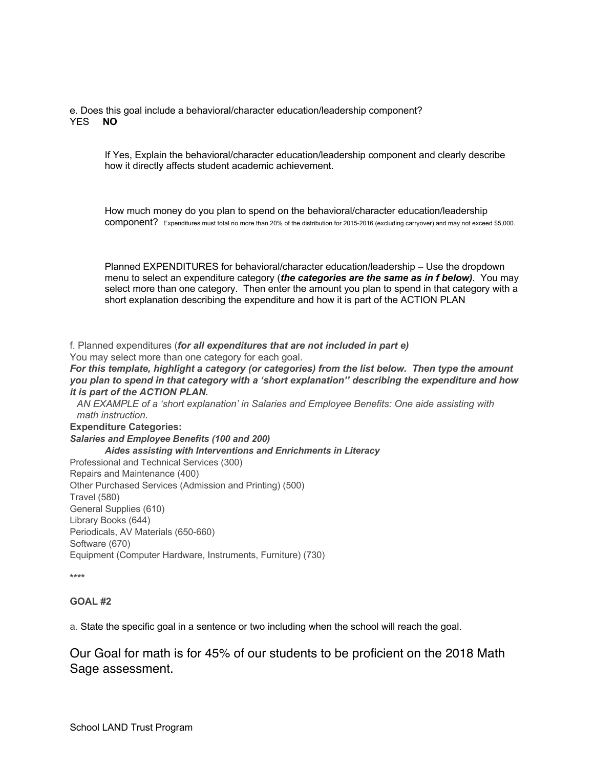e. Does this goal include a behavioral/character education/leadership component?
YES **NO**

If Yes, Explain the behavioral/character education/leadership component and clearly describe how it directly affects student academic achievement.

How much money do you plan to spend on the behavioral/character education/leadership component? Expenditures must total no more than 20% of the distribution for 2015-2016 (excluding carryover) and may not exceed $5,000.

Planned EXPENDITURES for behavioral/character education/leadership – Use the dropdown menu to select an expenditure category (***the categories are the same as in f below)***. You may select more than one category. Then enter the amount you plan to spend in that category with a short explanation describing the expenditure and how it is part of the ACTION PLAN

f. Planned expenditures (***for all expenditures that are not included in part e)***
You may select more than one category for each goal.
***For this template, highlight a category (or categories) from the list below. Then type the amount you plan to spend in that category with a 'short explanation'' describing the expenditure and how it is part of the ACTION PLAN.***

*AN EXAMPLE of a 'short explanation' in Salaries and Employee Benefits: One aide assisting with math instruction*.

**Expenditure Categories:**
***Salaries and Employee Benefits (100 and 200)***
***Aides assisting with Interventions and Enrichments in Literacy***
Professional and Technical Services (300)
Repairs and Maintenance (400)
Other Purchased Services (Admission and Printing) (500)
Travel (580)
General Supplies (610)
Library Books (644)
Periodicals, AV Materials (650-660)
Software (670)
Equipment (Computer Hardware, Instruments, Furniture) (730)

****

**GOAL #2**

a. State the specific goal in a sentence or two including when the school will reach the goal.

Our Goal for math is for 45% of our students to be proficient on the 2018 Math Sage assessment.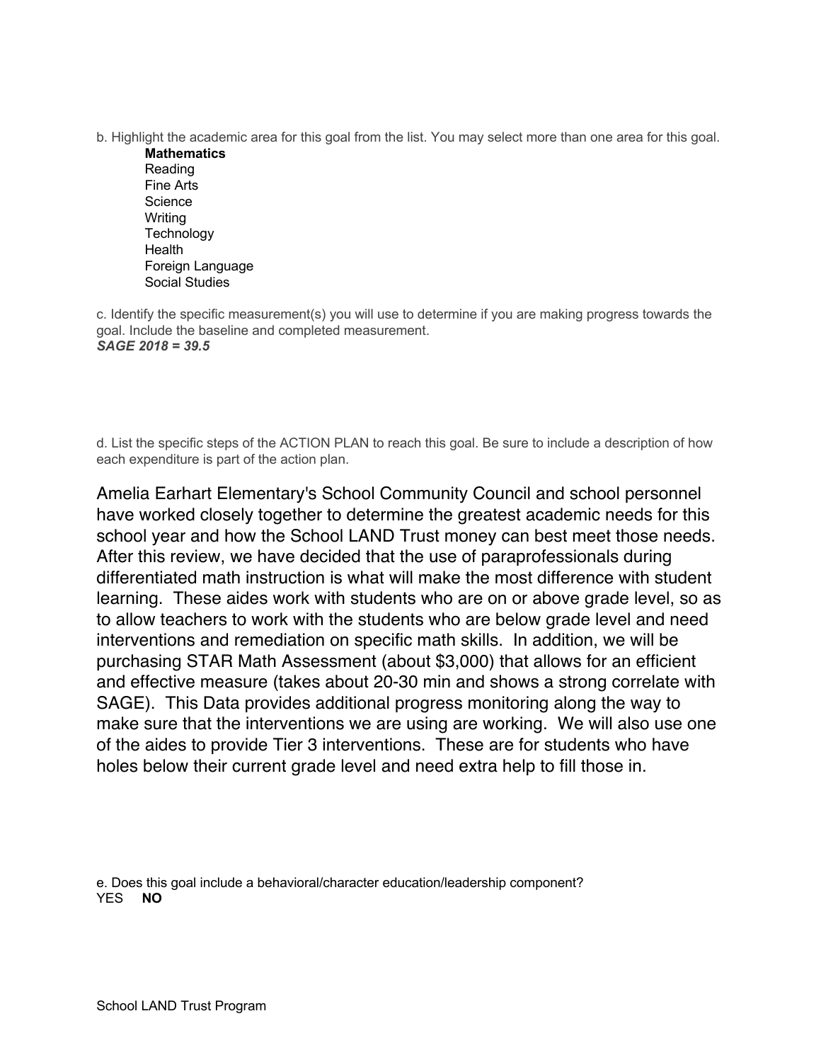b. Highlight the academic area for this goal from the list. You may select more than one area for this goal.

- **Mathematics**
- Reading
- Fine Arts
- Science
- Writing
- Technology
- Health
- Foreign Language
- Social Studies

c. Identify the specific measurement(s) you will use to determine if you are making progress towards the goal. Include the baseline and completed measurement.

***SAGE 2018 = 39.5***

d. List the specific steps of the ACTION PLAN to reach this goal. Be sure to include a description of how each expenditure is part of the action plan.

Amelia Earhart Elementary's School Community Council and school personnel have worked closely together to determine the greatest academic needs for this school year and how the School LAND Trust money can best meet those needs. After this review, we have decided that the use of paraprofessionals during differentiated math instruction is what will make the most difference with student learning. These aides work with students who are on or above grade level, so as to allow teachers to work with the students who are below grade level and need interventions and remediation on specific math skills. In addition, we will be purchasing STAR Math Assessment (about $3,000) that allows for an efficient and effective measure (takes about 20-30 min and shows a strong correlate with SAGE). This Data provides additional progress monitoring along the way to make sure that the interventions we are using are working. We will also use one of the aides to provide Tier 3 interventions. These are for students who have holes below their current grade level and need extra help to fill those in.

e. Does this goal include a behavioral/character education/leadership component?

YES **NO**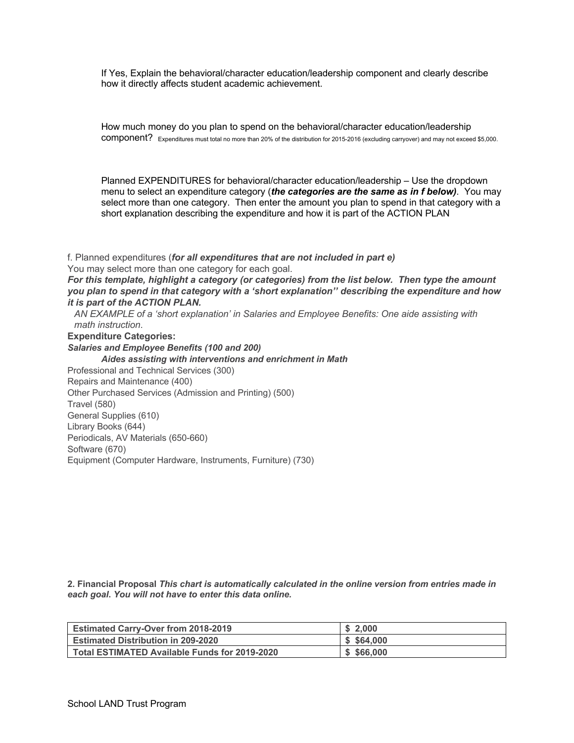If Yes, Explain the behavioral/character education/leadership component and clearly describe how it directly affects student academic achievement.

How much money do you plan to spend on the behavioral/character education/leadership component? Expenditures must total no more than 20% of the distribution for 2015-2016 (excluding carryover) and may not exceed $5,000.

Planned EXPENDITURES for behavioral/character education/leadership – Use the dropdown menu to select an expenditure category (***the categories are the same as in f below)***. You may select more than one category. Then enter the amount you plan to spend in that category with a short explanation describing the expenditure and how it is part of the ACTION PLAN

f. Planned expenditures (***for all expenditures that are not included in part e)***

You may select more than one category for each goal.

***For this template, highlight a category (or categories) from the list below. Then type the amount you plan to spend in that category with a 'short explanation'' describing the expenditure and how it is part of the ACTION PLAN.***

*AN EXAMPLE of a 'short explanation' in Salaries and Employee Benefits: One aide assisting with math instruction*.

**Expenditure Categories:**

***Salaries and Employee Benefits (100 and 200)***

***Aides assisting with interventions and enrichment in Math***

Professional and Technical Services (300)

Repairs and Maintenance (400)

Other Purchased Services (Admission and Printing) (500)

Travel (580)

General Supplies (610)

Library Books (644)

Periodicals, AV Materials (650-660)

Software (670)

Equipment (Computer Hardware, Instruments, Furniture) (730)

**2. Financial Proposal** ***This chart is automatically calculated in the online version from entries made in each goal. You will not have to enter this data online.***

| | |
|---|---|
| **Estimated Carry-Over from 2018-2019** | **$ 2,000** |
| **Estimated Distribution in 209-2020** | **$ $64,000** |
| **Total ESTIMATED Available Funds for 2019-2020** | **$ $66,000** |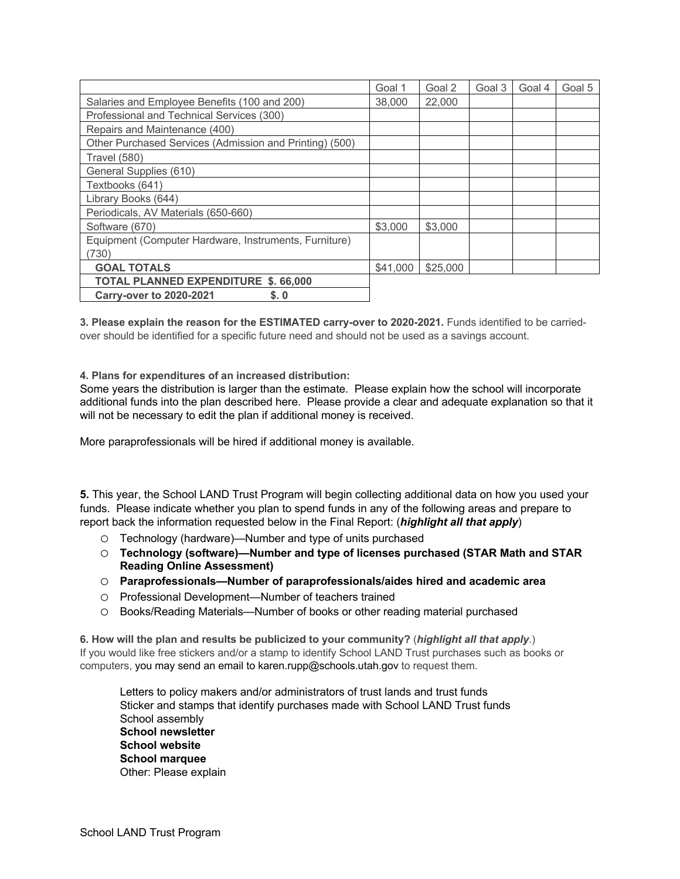| | Goal 1 | Goal 2 | Goal 3 | Goal 4 | Goal 5 |
|---|---|---|---|---|---|
| Salaries and Employee Benefits (100 and 200) | 38,000 | 22,000 | | | |
| Professional and Technical Services (300) | | | | | |
| Repairs and Maintenance (400) | | | | | |
| Other Purchased Services (Admission and Printing) (500) | | | | | |
| Travel (580) | | | | | |
| General Supplies (610) | | | | | |
| Textbooks (641) | | | | | |
| Library Books (644) | | | | | |
| Periodicals, AV Materials (650-660) | | | | | |
| Software (670) | $3,000 | $3,000 | | | |
| Equipment (Computer Hardware, Instruments, Furniture) (730) | | | | | |
| **GOAL TOTALS** | $41,000 | $25,000 | | | |
| **TOTAL PLANNED EXPENDITURE $. 66,000** | | | | | |
| **Carry-over to 2020-2021 $. 0** | | | | | |

**3. Please explain the reason for the ESTIMATED carry-over to 2020-2021.** Funds identified to be carried-over should be identified for a specific future need and should not be used as a savings account.

**4. Plans for expenditures of an increased distribution:**

Some years the distribution is larger than the estimate. Please explain how the school will incorporate additional funds into the plan described here. Please provide a clear and adequate explanation so that it will not be necessary to edit the plan if additional money is received.

More paraprofessionals will be hired if additional money is available.

**5.** This year, the School LAND Trust Program will begin collecting additional data on how you used your funds. Please indicate whether you plan to spend funds in any of the following areas and prepare to report back the information requested below in the Final Report: (***highlight all that apply***)

- Technology (hardware)—Number and type of units purchased
- **Technology (software)—Number and type of licenses purchased (STAR Math and STAR Reading Online Assessment)**
- **Paraprofessionals—Number of paraprofessionals/aides hired and academic area**
- Professional Development—Number of teachers trained
- Books/Reading Materials—Number of books or other reading material purchased

**6. How will the plan and results be publicized to your community?** (***highlight all that apply***.)
If you would like free stickers and/or a stamp to identify School LAND Trust purchases such as books or computers, you may send an email to karen.rupp@schools.utah.gov to request them.

Letters to policy makers and/or administrators of trust lands and trust funds
Sticker and stamps that identify purchases made with School LAND Trust funds
School assembly
**School newsletter**
**School website**
**School marquee**
Other: Please explain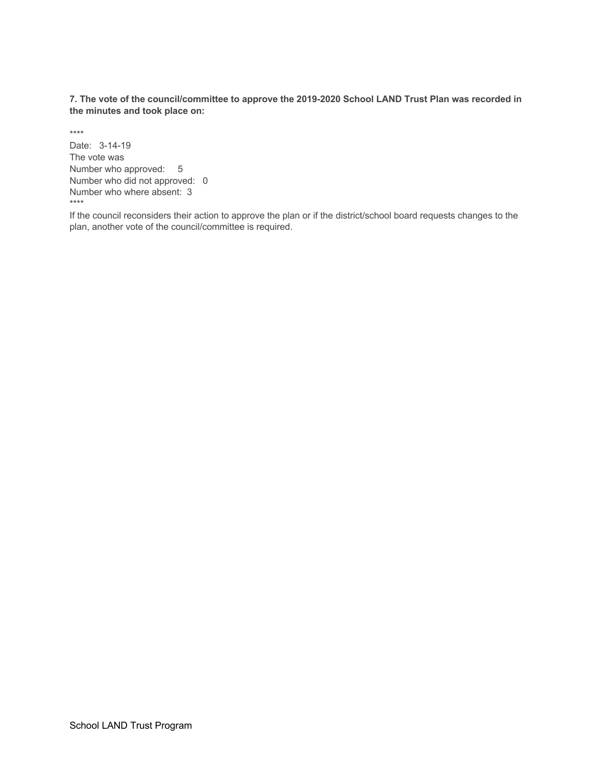**7. The vote of the council/committee to approve the 2019-2020 School LAND Trust Plan was recorded in the minutes and took place on:**

****

Date: 3-14-19

The vote was

Number who approved: 5

Number who did not approved: 0

Number who where absent: 3

****

If the council reconsiders their action to approve the plan or if the district/school board requests changes to the plan, another vote of the council/committee is required.